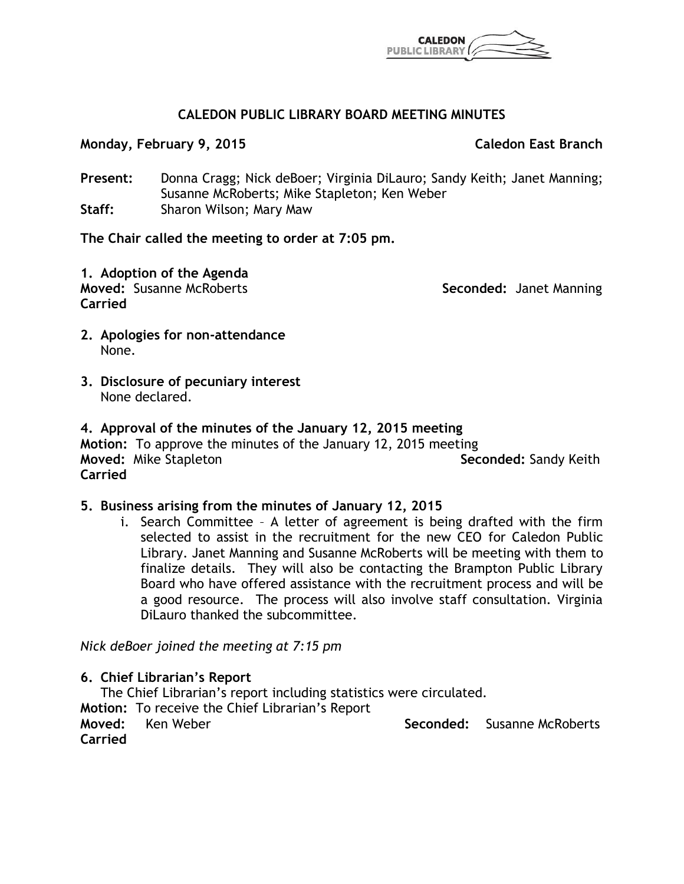# CALEDON PUBLIC LIBRARY BOARD MEETING MINUTES

**Monday, February 9, 2015** **Caledon East Branch**

**Present:** Donna Cragg; Nick deBoer; Virginia DiLauro; Sandy Keith; Janet Manning; Susanne McRoberts; Mike Stapleton; Ken Weber
**Staff:** Sharon Wilson; Mary Maw

**The Chair called the meeting to order at 7:05 pm.**

**1. Adoption of the Agenda**
**Moved:** Susanne McRoberts **Seconded:** Janet Manning
**Carried**

**2. Apologies for non-attendance**
None.

**3. Disclosure of pecuniary interest**
None declared.

**4. Approval of the minutes of the January 12, 2015 meeting**
**Motion:** To approve the minutes of the January 12, 2015 meeting
**Moved:** Mike Stapleton **Seconded:** Sandy Keith
**Carried**

**5. Business arising from the minutes of January 12, 2015**

i. Search Committee – A letter of agreement is being drafted with the firm selected to assist in the recruitment for the new CEO for Caledon Public Library. Janet Manning and Susanne McRoberts will be meeting with them to finalize details. They will also be contacting the Brampton Public Library Board who have offered assistance with the recruitment process and will be a good resource. The process will also involve staff consultation. Virginia DiLauro thanked the subcommittee.

*Nick deBoer joined the meeting at 7:15 pm*

**6. Chief Librarian's Report**
The Chief Librarian's report including statistics were circulated.
**Motion:** To receive the Chief Librarian's Report
**Moved:** Ken Weber **Seconded:** Susanne McRoberts
**Carried**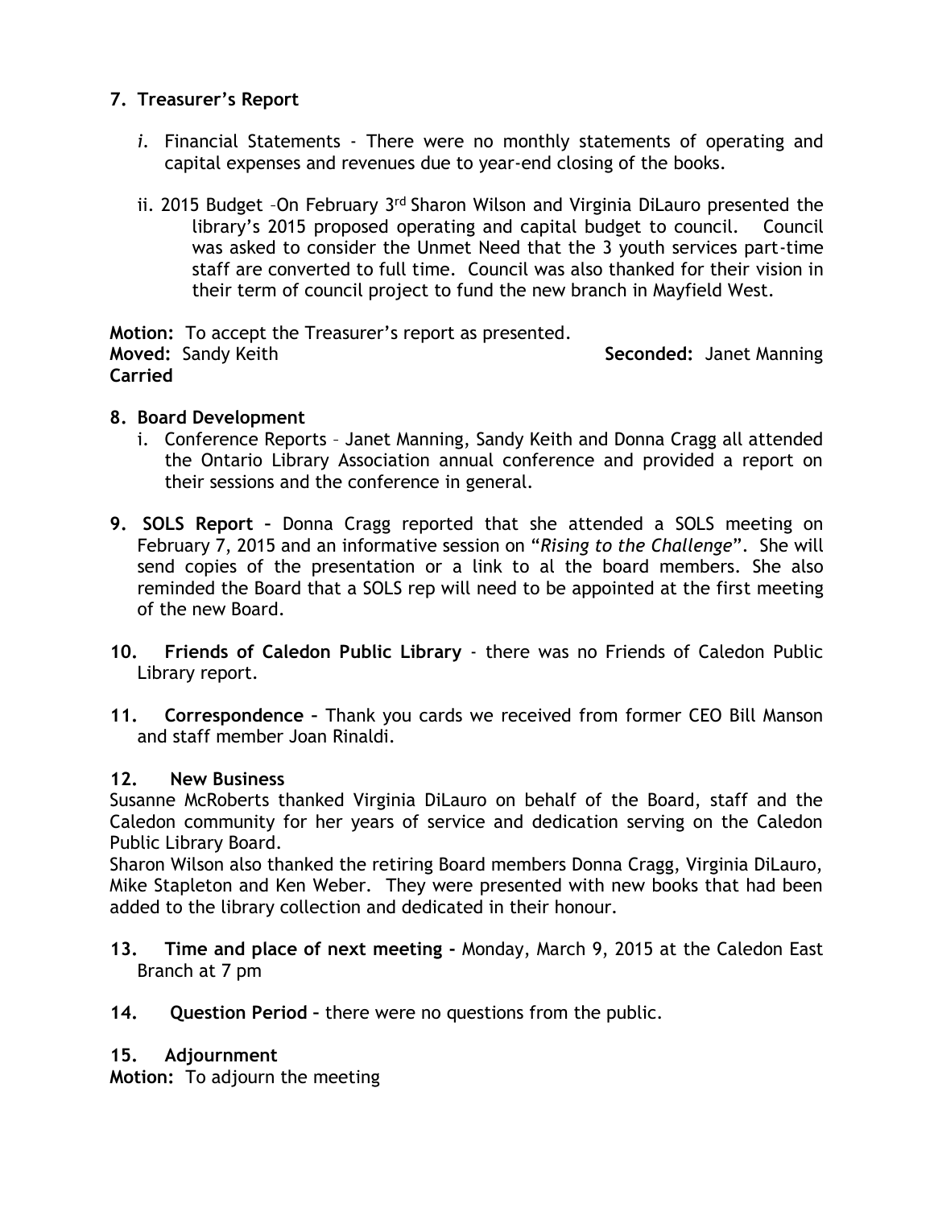## 7. Treasurer's Report

*i.* Financial Statements - There were no monthly statements of operating and capital expenses and revenues due to year-end closing of the books.

ii. 2015 Budget –On February 3rd Sharon Wilson and Virginia DiLauro presented the library's 2015 proposed operating and capital budget to council. Council was asked to consider the Unmet Need that the 3 youth services part-time staff are converted to full time. Council was also thanked for their vision in their term of council project to fund the new branch in Mayfield West.

**Motion:** To accept the Treasurer's report as presented.
**Moved:** Sandy Keith **Seconded:** Janet Manning
**Carried**

## 8. Board Development

i. Conference Reports – Janet Manning, Sandy Keith and Donna Cragg all attended the Ontario Library Association annual conference and provided a report on their sessions and the conference in general.

**9. SOLS Report –** Donna Cragg reported that she attended a SOLS meeting on February 7, 2015 and an informative session on "*Rising to the Challenge*". She will send copies of the presentation or a link to al the board members. She also reminded the Board that a SOLS rep will need to be appointed at the first meeting of the new Board.

**10. Friends of Caledon Public Library** - there was no Friends of Caledon Public Library report.

**11. Correspondence –** Thank you cards we received from former CEO Bill Manson and staff member Joan Rinaldi.

## 12. New Business

Susanne McRoberts thanked Virginia DiLauro on behalf of the Board, staff and the Caledon community for her years of service and dedication serving on the Caledon Public Library Board.
Sharon Wilson also thanked the retiring Board members Donna Cragg, Virginia DiLauro, Mike Stapleton and Ken Weber. They were presented with new books that had been added to the library collection and dedicated in their honour.

**13. Time and place of next meeting -** Monday, March 9, 2015 at the Caledon East Branch at 7 pm

**14. Question Period –** there were no questions from the public.

## 15. Adjournment

**Motion:** To adjourn the meeting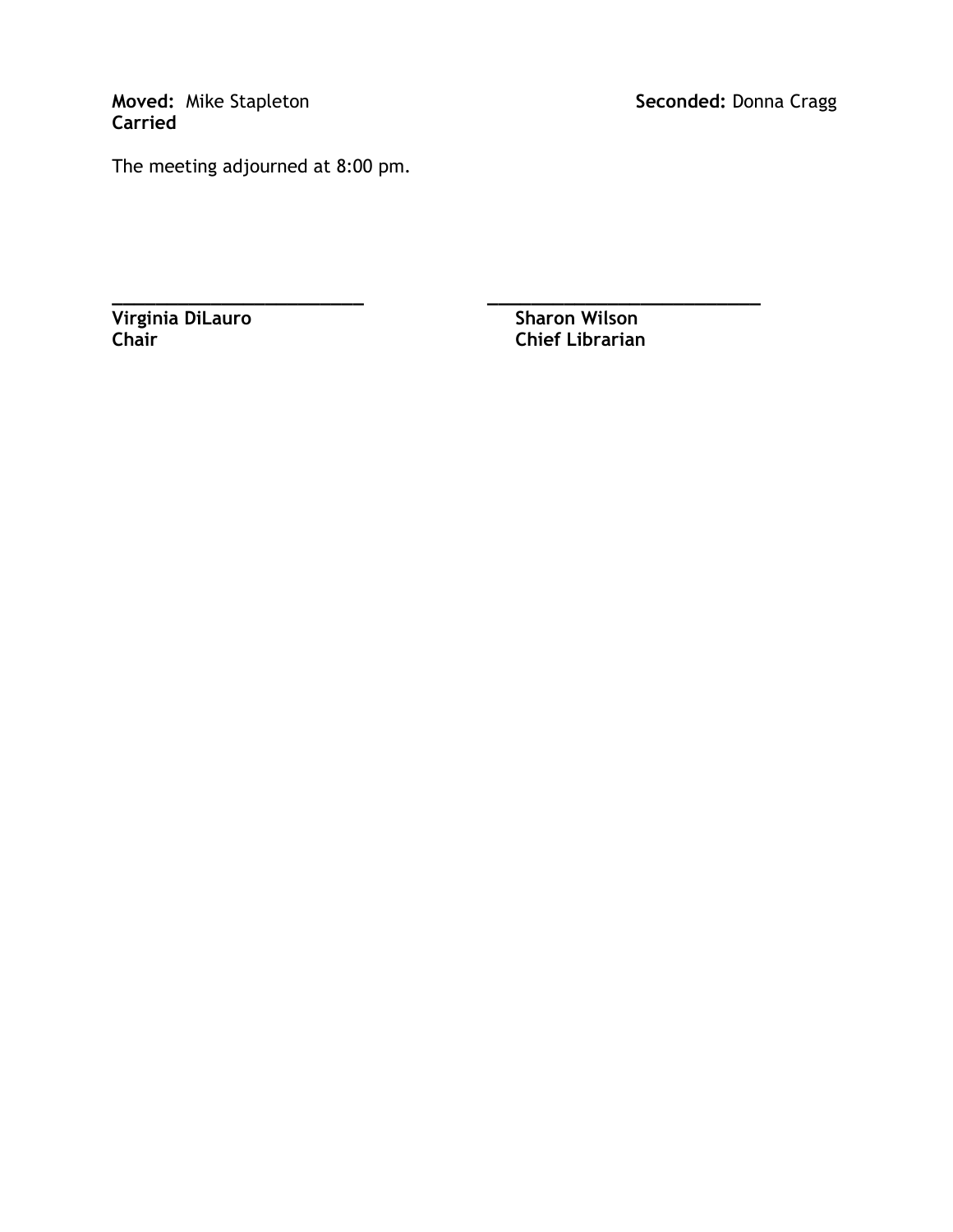**Moved:** Mike Stapleton **Seconded:** Donna Cragg
**Carried**

The meeting adjourned at 8:00 pm.

\_\_\_\_\_\_\_\_\_\_\_\_\_\_\_\_\_\_\_\_\_\_\_\_\_\_ \_\_\_\_\_\_\_\_\_\_\_\_\_\_\_\_\_\_\_\_\_\_\_\_\_\_\_\_

| | |
|---|---|
| **Virginia DiLauro** | **Sharon Wilson** |
| **Chair** | **Chief Librarian** |